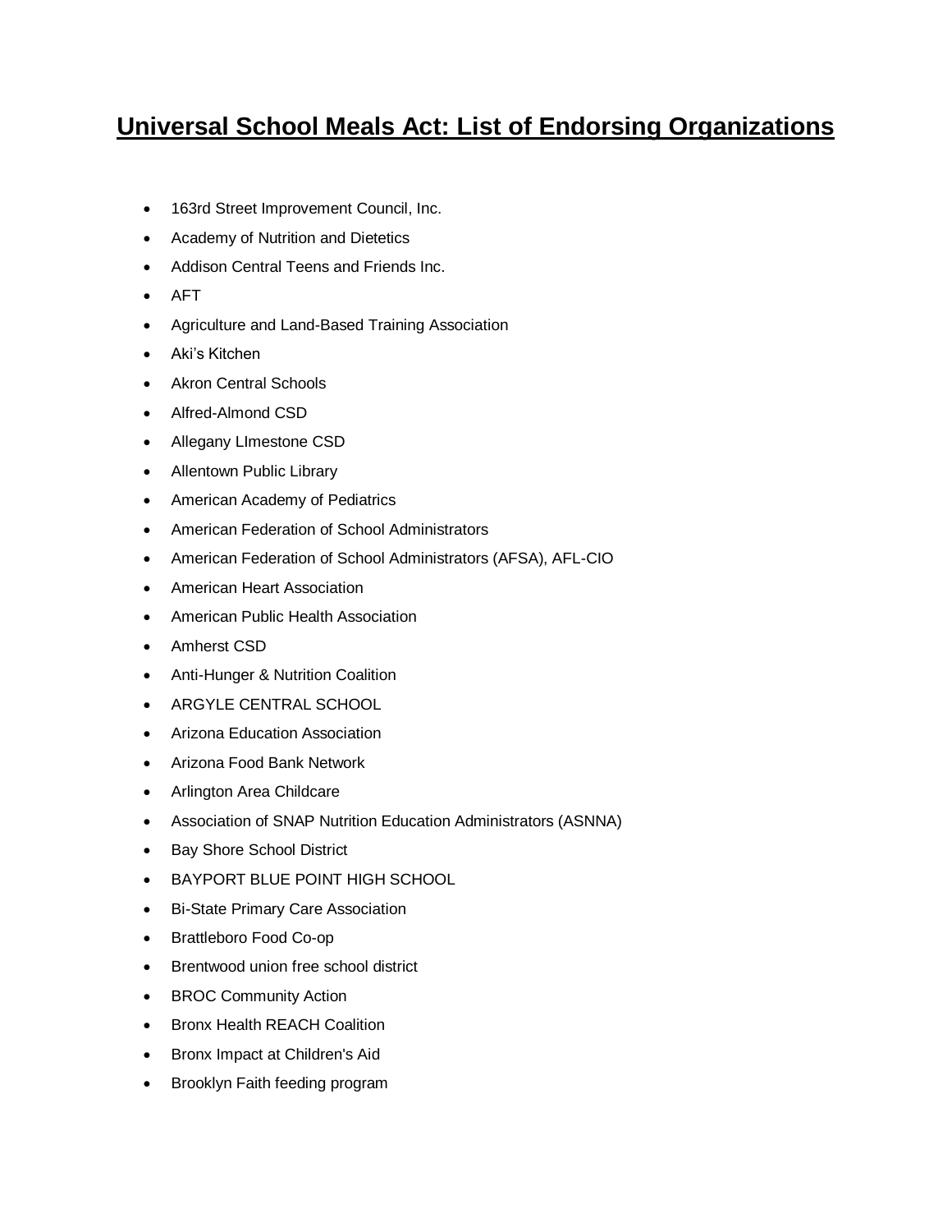# **Universal School Meals Act: List of Endorsing Organizations**

- 163rd Street Improvement Council, Inc.
- Academy of Nutrition and Dietetics
- Addison Central Teens and Friends Inc.
- AFT
- Agriculture and Land-Based Training Association
- Aki's Kitchen
- Akron Central Schools
- Alfred-Almond CSD
- Allegany LImestone CSD
- Allentown Public Library
- American Academy of Pediatrics
- American Federation of School Administrators
- American Federation of School Administrators (AFSA), AFL-CIO
- American Heart Association
- American Public Health Association
- Amherst CSD
- Anti-Hunger & Nutrition Coalition
- ARGYLE CENTRAL SCHOOL
- Arizona Education Association
- Arizona Food Bank Network
- Arlington Area Childcare
- Association of SNAP Nutrition Education Administrators (ASNNA)
- Bay Shore School District
- BAYPORT BLUE POINT HIGH SCHOOL
- Bi-State Primary Care Association
- Brattleboro Food Co-op
- Brentwood union free school district
- BROC Community Action
- Bronx Health REACH Coalition
- Bronx Impact at Children's Aid
- Brooklyn Faith feeding program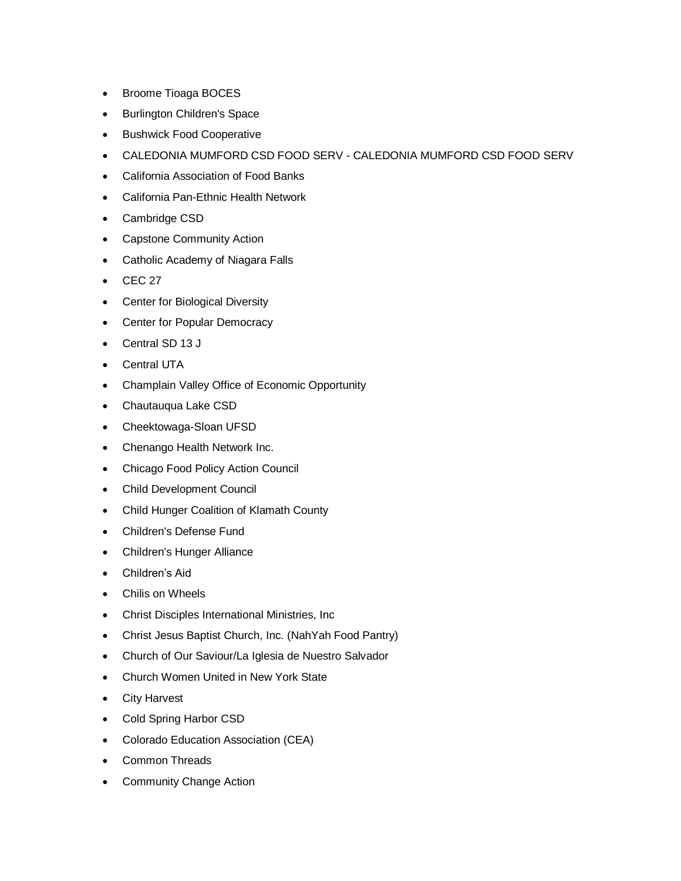- Broome Tioaga BOCES
- Burlington Children's Space
- Bushwick Food Cooperative
- CALEDONIA MUMFORD CSD FOOD SERV - CALEDONIA MUMFORD CSD FOOD SERV
- California Association of Food Banks
- California Pan-Ethnic Health Network
- Cambridge CSD
- Capstone Community Action
- Catholic Academy of Niagara Falls
- CEC 27
- Center for Biological Diversity
- Center for Popular Democracy
- Central SD 13 J
- Central UTA
- Champlain Valley Office of Economic Opportunity
- Chautauqua Lake CSD
- Cheektowaga-Sloan UFSD
- Chenango Health Network Inc.
- Chicago Food Policy Action Council
- Child Development Council
- Child Hunger Coalition of Klamath County
- Children's Defense Fund
- Children's Hunger Alliance
- Children’s Aid
- Chilis on Wheels
- Christ Disciples International Ministries, Inc
- Christ Jesus Baptist Church, Inc. (NahYah Food Pantry)
- Church of Our Saviour/La Iglesia de Nuestro Salvador
- Church Women United in New York State
- City Harvest
- Cold Spring Harbor CSD
- Colorado Education Association (CEA)
- Common Threads
- Community Change Action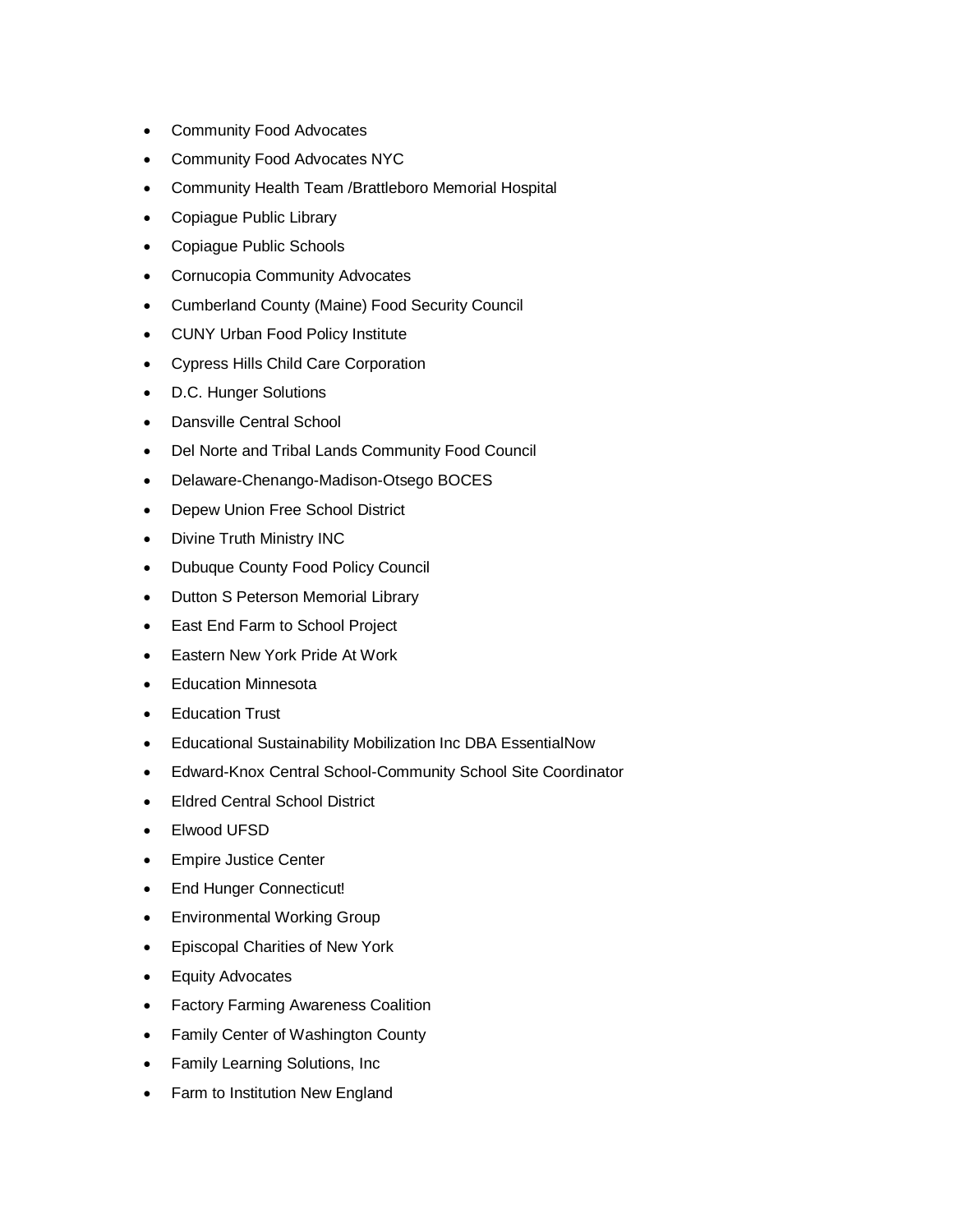- Community Food Advocates
- Community Food Advocates NYC
- Community Health Team /Brattleboro Memorial Hospital
- Copiague Public Library
- Copiague Public Schools
- Cornucopia Community Advocates
- Cumberland County (Maine) Food Security Council
- CUNY Urban Food Policy Institute
- Cypress Hills Child Care Corporation
- D.C. Hunger Solutions
- Dansville Central School
- Del Norte and Tribal Lands Community Food Council
- Delaware-Chenango-Madison-Otsego BOCES
- Depew Union Free School District
- Divine Truth Ministry INC
- Dubuque County Food Policy Council
- Dutton S Peterson Memorial Library
- East End Farm to School Project
- Eastern New York Pride At Work
- Education Minnesota
- Education Trust
- Educational Sustainability Mobilization Inc DBA EssentialNow
- Edward-Knox Central School-Community School Site Coordinator
- Eldred Central School District
- Elwood UFSD
- Empire Justice Center
- End Hunger Connecticut!
- Environmental Working Group
- Episcopal Charities of New York
- Equity Advocates
- Factory Farming Awareness Coalition
- Family Center of Washington County
- Family Learning Solutions, Inc
- Farm to Institution New England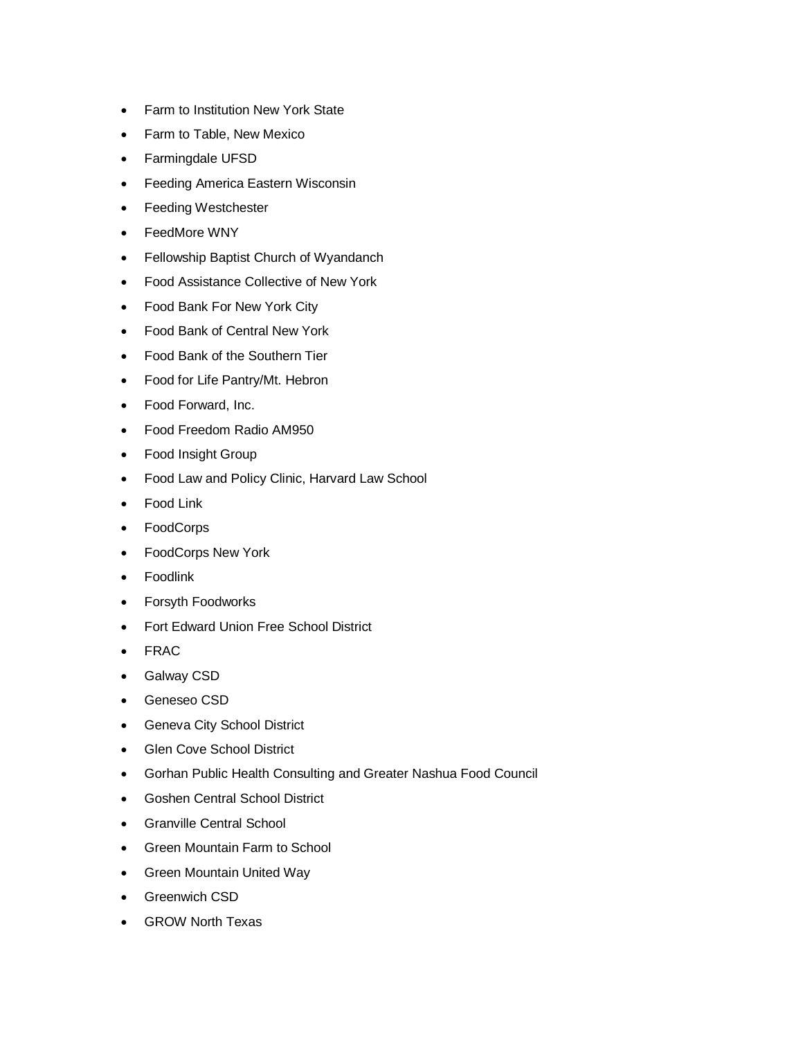- Farm to Institution New York State
- Farm to Table, New Mexico
- Farmingdale UFSD
- Feeding America Eastern Wisconsin
- Feeding Westchester
- FeedMore WNY
- Fellowship Baptist Church of Wyandanch
- Food Assistance Collective of New York
- Food Bank For New York City
- Food Bank of Central New York
- Food Bank of the Southern Tier
- Food for Life Pantry/Mt. Hebron
- Food Forward, Inc.
- Food Freedom Radio AM950
- Food Insight Group
- Food Law and Policy Clinic, Harvard Law School
- Food Link
- FoodCorps
- FoodCorps New York
- Foodlink
- Forsyth Foodworks
- Fort Edward Union Free School District
- FRAC
- Galway CSD
- Geneseo CSD
- Geneva City School District
- Glen Cove School District
- Gorhan Public Health Consulting and Greater Nashua Food Council
- Goshen Central School District
- Granville Central School
- Green Mountain Farm to School
- Green Mountain United Way
- Greenwich CSD
- GROW North Texas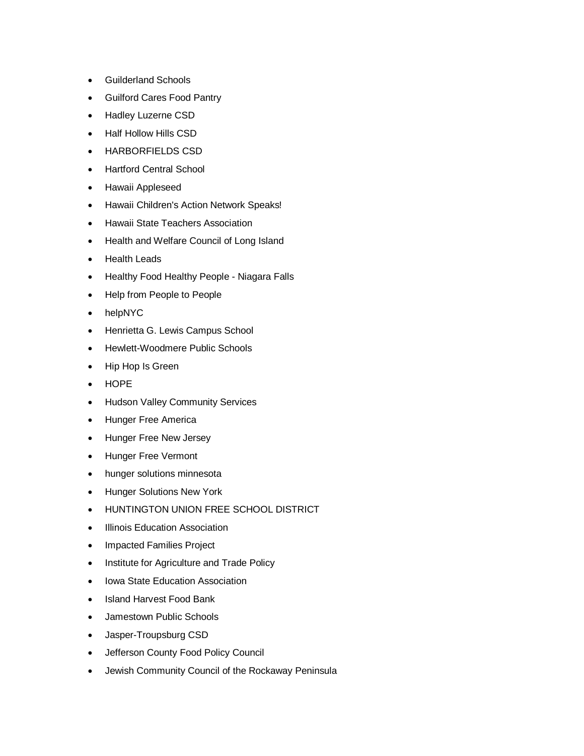- Guilderland Schools
- Guilford Cares Food Pantry
- Hadley Luzerne CSD
- Half Hollow Hills CSD
- HARBORFIELDS CSD
- Hartford Central School
- Hawaii Appleseed
- Hawaii Children's Action Network Speaks!
- Hawaii State Teachers Association
- Health and Welfare Council of Long Island
- Health Leads
- Healthy Food Healthy People - Niagara Falls
- Help from People to People
- helpNYC
- Henrietta G. Lewis Campus School
- Hewlett-Woodmere Public Schools
- Hip Hop Is Green
- HOPE
- Hudson Valley Community Services
- Hunger Free America
- Hunger Free New Jersey
- Hunger Free Vermont
- hunger solutions minnesota
- Hunger Solutions New York
- HUNTINGTON UNION FREE SCHOOL DISTRICT
- Illinois Education Association
- Impacted Families Project
- Institute for Agriculture and Trade Policy
- Iowa State Education Association
- Island Harvest Food Bank
- Jamestown Public Schools
- Jasper-Troupsburg CSD
- Jefferson County Food Policy Council
- Jewish Community Council of the Rockaway Peninsula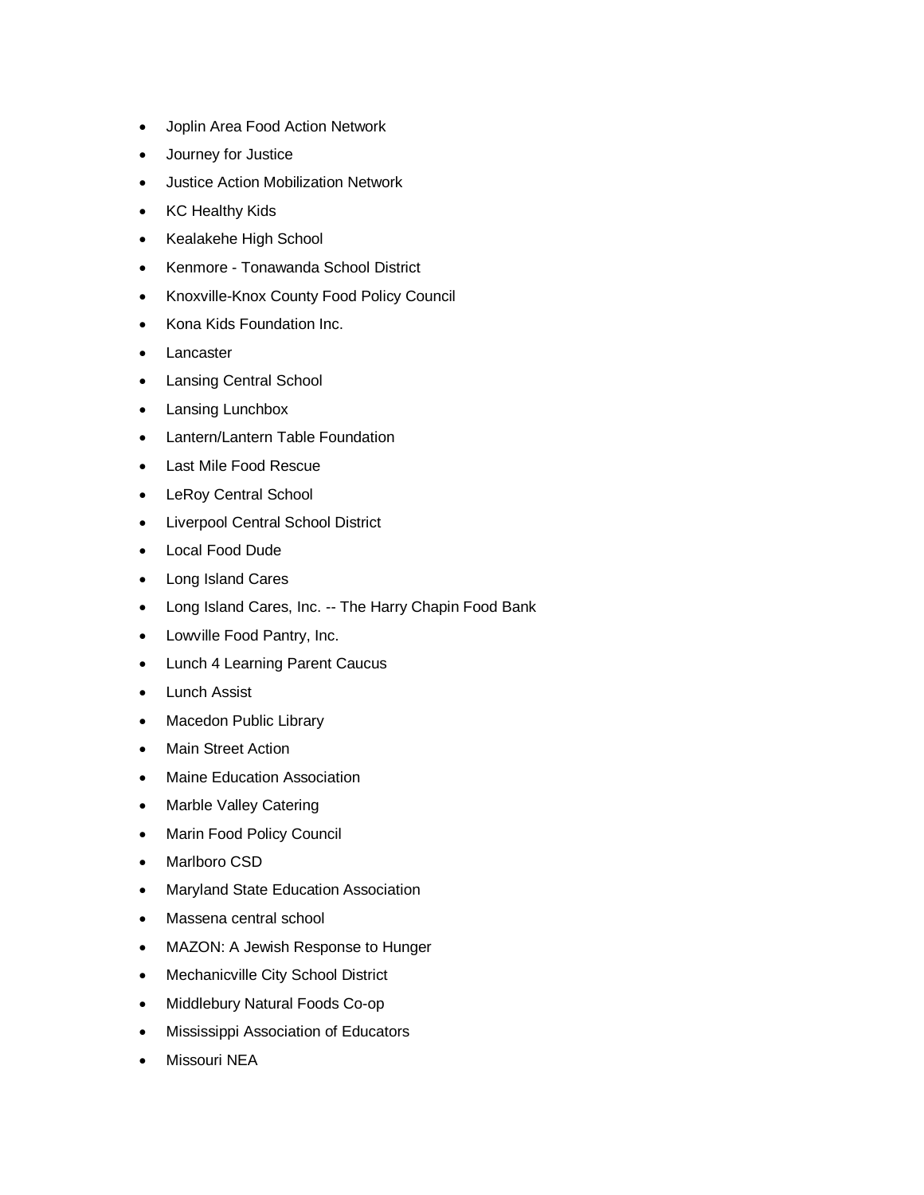- Joplin Area Food Action Network
- Journey for Justice
- Justice Action Mobilization Network
- KC Healthy Kids
- Kealakehe High School
- Kenmore - Tonawanda School District
- Knoxville-Knox County Food Policy Council
- Kona Kids Foundation Inc.
- Lancaster
- Lansing Central School
- Lansing Lunchbox
- Lantern/Lantern Table Foundation
- Last Mile Food Rescue
- LeRoy Central School
- Liverpool Central School District
- Local Food Dude
- Long Island Cares
- Long Island Cares, Inc. -- The Harry Chapin Food Bank
- Lowville Food Pantry, Inc.
- Lunch 4 Learning Parent Caucus
- Lunch Assist
- Macedon Public Library
- Main Street Action
- Maine Education Association
- Marble Valley Catering
- Marin Food Policy Council
- Marlboro CSD
- Maryland State Education Association
- Massena central school
- MAZON: A Jewish Response to Hunger
- Mechanicville City School District
- Middlebury Natural Foods Co-op
- Mississippi Association of Educators
- Missouri NEA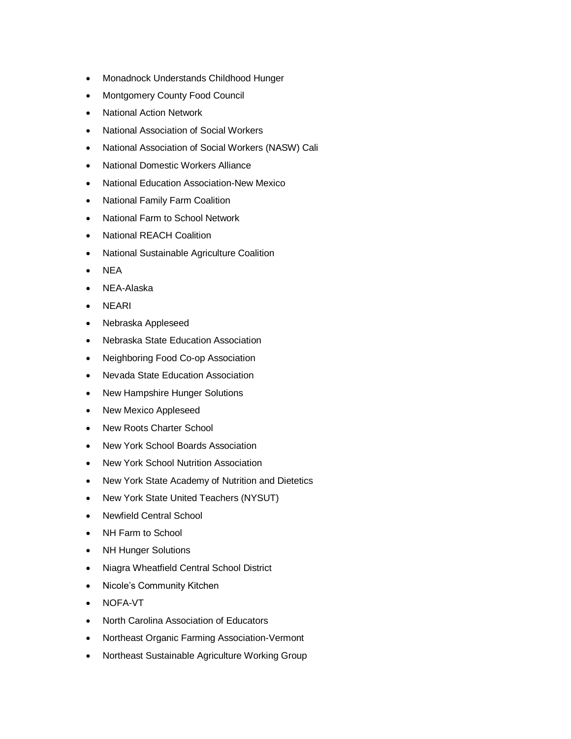- Monadnock Understands Childhood Hunger
- Montgomery County Food Council
- National Action Network
- National Association of Social Workers
- National Association of Social Workers (NASW) Cali
- National Domestic Workers Alliance
- National Education Association-New Mexico
- National Family Farm Coalition
- National Farm to School Network
- National REACH Coalition
- National Sustainable Agriculture Coalition
- NEA
- NEA-Alaska
- NEARI
- Nebraska Appleseed
- Nebraska State Education Association
- Neighboring Food Co-op Association
- Nevada State Education Association
- New Hampshire Hunger Solutions
- New Mexico Appleseed
- New Roots Charter School
- New York School Boards Association
- New York School Nutrition Association
- New York State Academy of Nutrition and Dietetics
- New York State United Teachers (NYSUT)
- Newfield Central School
- NH Farm to School
- NH Hunger Solutions
- Niagra Wheatfield Central School District
- Nicole's Community Kitchen
- NOFA-VT
- North Carolina Association of Educators
- Northeast Organic Farming Association-Vermont
- Northeast Sustainable Agriculture Working Group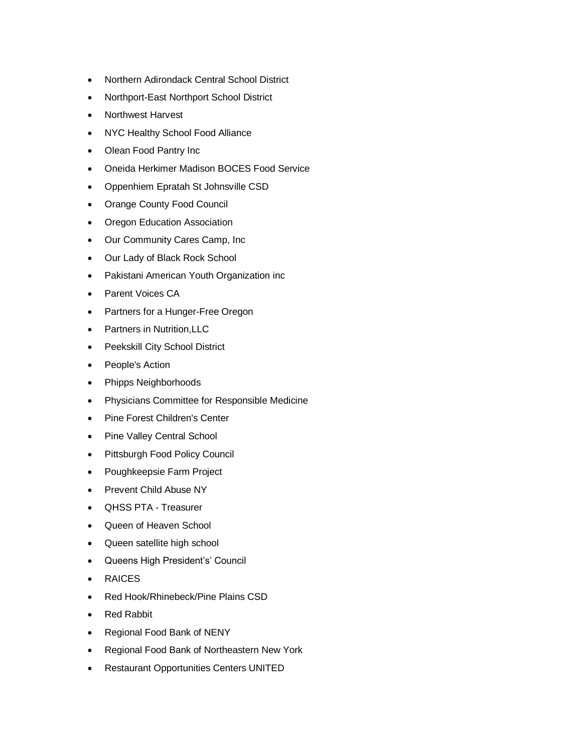- Northern Adirondack Central School District
- Northport-East Northport School District
- Northwest Harvest
- NYC Healthy School Food Alliance
- Olean Food Pantry Inc
- Oneida Herkimer Madison BOCES Food Service
- Oppenhiem Epratah St Johnsville CSD
- Orange County Food Council
- Oregon Education Association
- Our Community Cares Camp, Inc
- Our Lady of Black Rock School
- Pakistani American Youth Organization inc
- Parent Voices CA
- Partners for a Hunger-Free Oregon
- Partners in Nutrition,LLC
- Peekskill City School District
- People's Action
- Phipps Neighborhoods
- Physicians Committee for Responsible Medicine
- Pine Forest Children's Center
- Pine Valley Central School
- Pittsburgh Food Policy Council
- Poughkeepsie Farm Project
- Prevent Child Abuse NY
- QHSS PTA - Treasurer
- Queen of Heaven School
- Queen satellite high school
- Queens High President's' Council
- RAICES
- Red Hook/Rhinebeck/Pine Plains CSD
- Red Rabbit
- Regional Food Bank of NENY
- Regional Food Bank of Northeastern New York
- Restaurant Opportunities Centers UNITED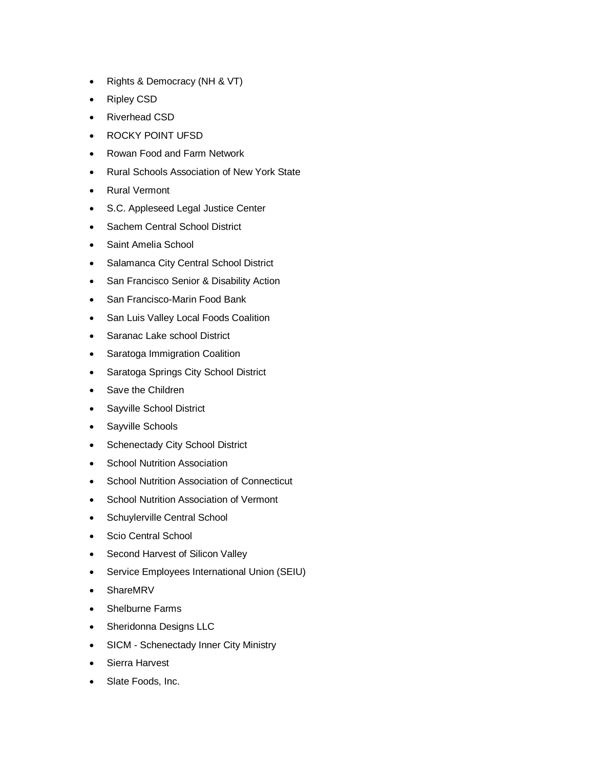- Rights & Democracy (NH & VT)
- Ripley CSD
- Riverhead CSD
- ROCKY POINT UFSD
- Rowan Food and Farm Network
- Rural Schools Association of New York State
- Rural Vermont
- S.C. Appleseed Legal Justice Center
- Sachem Central School District
- Saint Amelia School
- Salamanca City Central School District
- San Francisco Senior & Disability Action
- San Francisco-Marin Food Bank
- San Luis Valley Local Foods Coalition
- Saranac Lake school District
- Saratoga Immigration Coalition
- Saratoga Springs City School District
- Save the Children
- Sayville School District
- Sayville Schools
- Schenectady City School District
- School Nutrition Association
- School Nutrition Association of Connecticut
- School Nutrition Association of Vermont
- Schuylerville Central School
- Scio Central School
- Second Harvest of Silicon Valley
- Service Employees International Union (SEIU)
- ShareMRV
- Shelburne Farms
- Sheridonna Designs LLC
- SICM - Schenectady Inner City Ministry
- Sierra Harvest
- Slate Foods, Inc.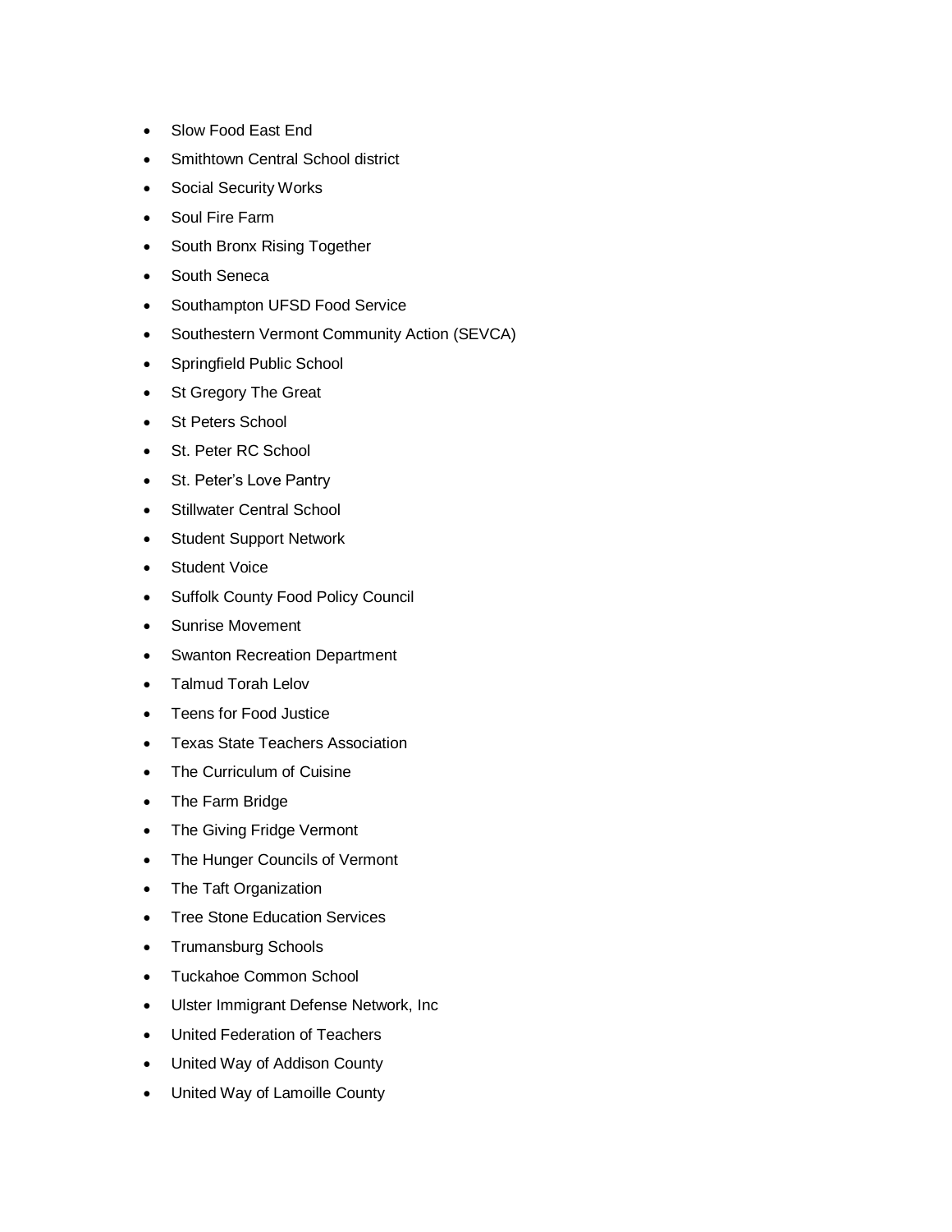- Slow Food East End
- Smithtown Central School district
- Social Security Works
- Soul Fire Farm
- South Bronx Rising Together
- South Seneca
- Southampton UFSD Food Service
- Southestern Vermont Community Action (SEVCA)
- Springfield Public School
- St Gregory The Great
- St Peters School
- St. Peter RC School
- St. Peter's Love Pantry
- Stillwater Central School
- Student Support Network
- Student Voice
- Suffolk County Food Policy Council
- Sunrise Movement
- Swanton Recreation Department
- Talmud Torah Lelov
- Teens for Food Justice
- Texas State Teachers Association
- The Curriculum of Cuisine
- The Farm Bridge
- The Giving Fridge Vermont
- The Hunger Councils of Vermont
- The Taft Organization
- Tree Stone Education Services
- Trumansburg Schools
- Tuckahoe Common School
- Ulster Immigrant Defense Network, Inc
- United Federation of Teachers
- United Way of Addison County
- United Way of Lamoille County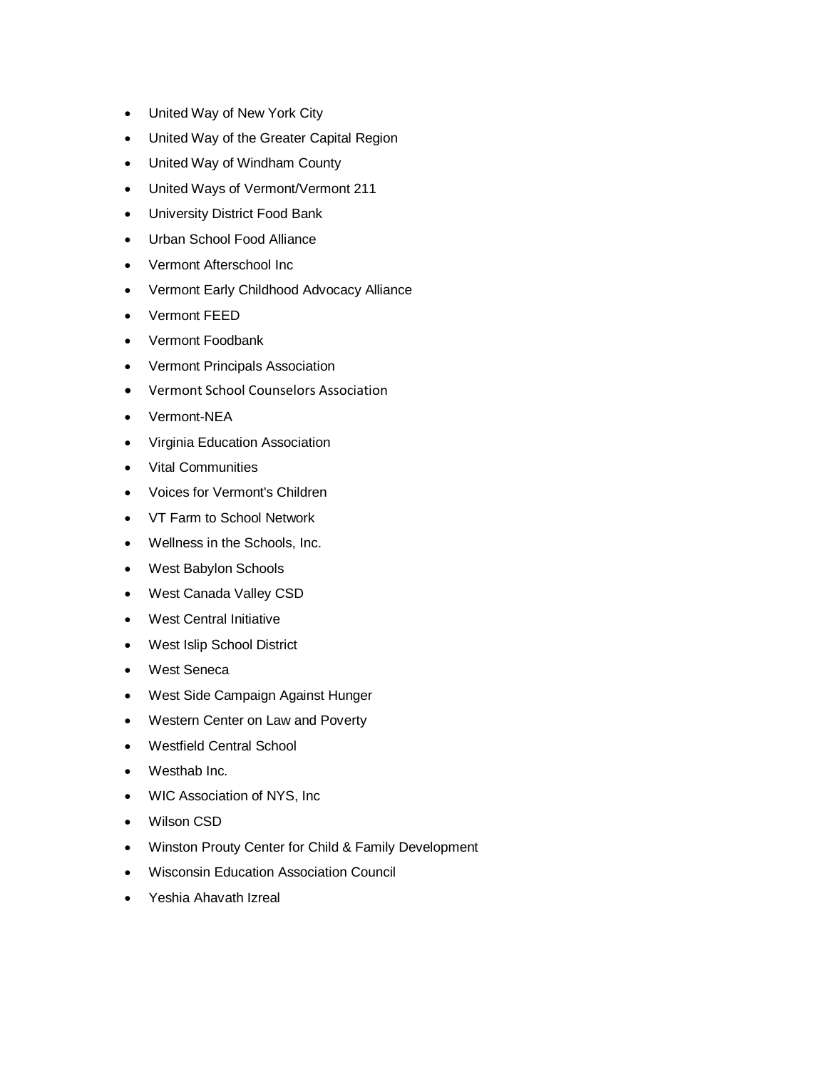- United Way of New York City
- United Way of the Greater Capital Region
- United Way of Windham County
- United Ways of Vermont/Vermont 211
- University District Food Bank
- Urban School Food Alliance
- Vermont Afterschool Inc
- Vermont Early Childhood Advocacy Alliance
- Vermont FEED
- Vermont Foodbank
- Vermont Principals Association
- Vermont School Counselors Association
- Vermont-NEA
- Virginia Education Association
- Vital Communities
- Voices for Vermont's Children
- VT Farm to School Network
- Wellness in the Schools, Inc.
- West Babylon Schools
- West Canada Valley CSD
- West Central Initiative
- West Islip School District
- West Seneca
- West Side Campaign Against Hunger
- Western Center on Law and Poverty
- Westfield Central School
- Westhab Inc.
- WIC Association of NYS, Inc
- Wilson CSD
- Winston Prouty Center for Child & Family Development
- Wisconsin Education Association Council
- Yeshia Ahavath Izreal